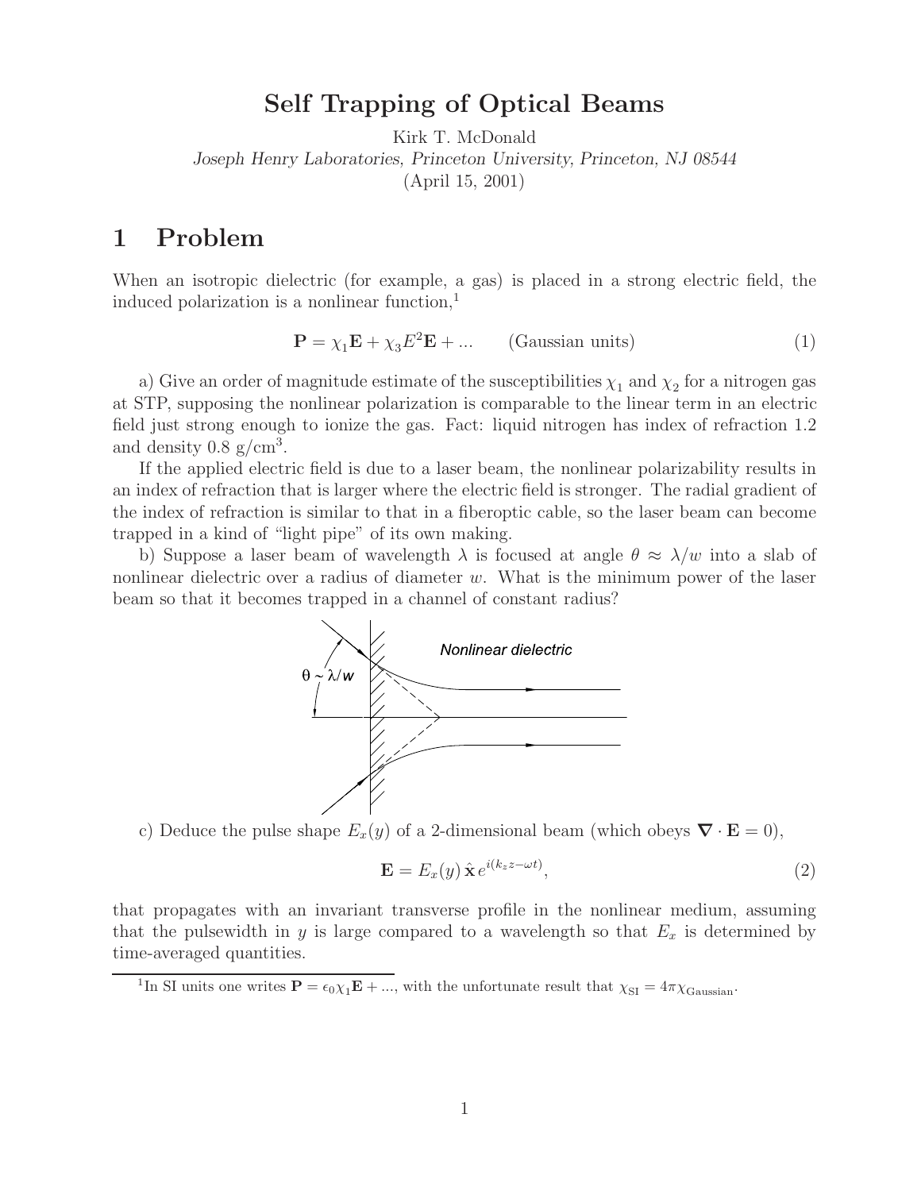# Self Trapping of Optical Beams

Kirk T. McDonald

*Joseph Henry Laboratories, Princeton University, Princeton, NJ 08544*

(April 15, 2001)

## 1 Problem

When an isotropic dielectric (for example, a gas) is placed in a strong electric field, the induced polarization is a nonlinear function,[1]

$$\mathbf{P} = \chi_1 \mathbf{E} + \chi_3 E^2 \mathbf{E} + ... \qquad \text{(Gaussian units)} \tag{1}$$

a) Give an order of magnitude estimate of the susceptibilities $\chi_1$ and $\chi_2$ for a nitrogen gas at STP, supposing the nonlinear polarization is comparable to the linear term in an electric field just strong enough to ionize the gas. Fact: liquid nitrogen has index of refraction 1.2 and density 0.8 g/cm$^3$.

If the applied electric field is due to a laser beam, the nonlinear polarizability results in an index of refraction that is larger where the electric field is stronger. The radial gradient of the index of refraction is similar to that in a fiberoptic cable, so the laser beam can become trapped in a kind of "light pipe" of its own making.

b) Suppose a laser beam of wavelength $\lambda$ is focused at angle $\theta \approx \lambda/w$ into a slab of nonlinear dielectric over a radius of diameter $w$. What is the minimum power of the laser beam so that it becomes trapped in a channel of constant radius?

c) Deduce the pulse shape $E_x(y)$ of a 2-dimensional beam (which obeys $\boldsymbol{\nabla} \cdot \mathbf{E} = 0$),

$$\mathbf{E} = E_x(y)\, \hat{\mathbf{x}}\, e^{i(k_z z - \omega t)}, \tag{2}$$

that propagates with an invariant transverse profile in the nonlinear medium, assuming that the pulsewidth in $y$ is large compared to a wavelength so that $E_x$ is determined by time-averaged quantities.

[1] In SI units one writes $\mathbf{P} = \epsilon_0 \chi_1 \mathbf{E} + ...$, with the unfortunate result that $\chi_{\text{SI}} = 4\pi \chi_{\text{Gaussian}}$.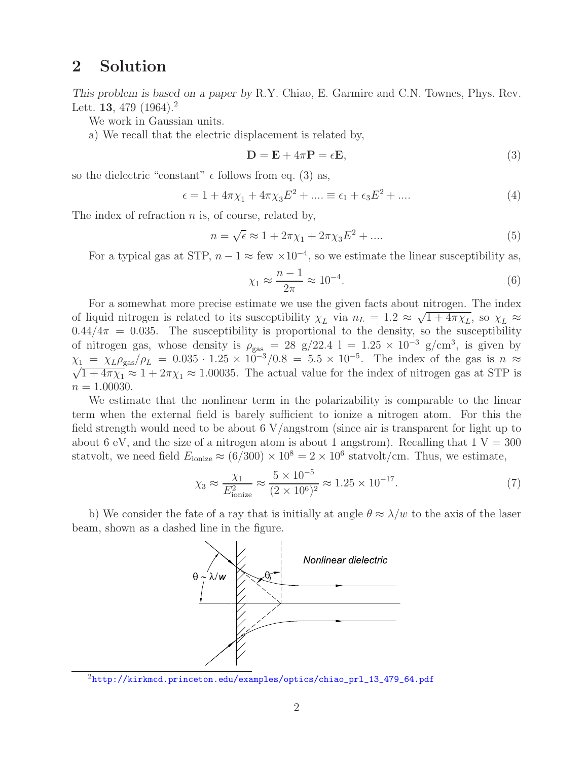## 2 Solution

*This problem is based on a paper by* R.Y. Chiao, E. Garmire and C.N. Townes, Phys. Rev. Lett. **13**, 479 (1964).[2]

We work in Gaussian units.

a) We recall that the electric displacement is related by,

$$\mathbf{D} = \mathbf{E} + 4\pi\mathbf{P} = \epsilon\mathbf{E}, \tag{3}$$

so the dielectric "constant" $\epsilon$ follows from eq. (3) as,

$$\epsilon = 1 + 4\pi\chi_1 + 4\pi\chi_3 E^2 + .... \equiv \epsilon_1 + \epsilon_3 E^2 + .... \tag{4}$$

The index of refraction $n$ is, of course, related by,

$$n = \sqrt{\epsilon} \approx 1 + 2\pi\chi_1 + 2\pi\chi_3 E^2 + .... \tag{5}$$

For a typical gas at STP, $n - 1 \approx$ few $\times 10^{-4}$, so we estimate the linear susceptibility as,

$$\chi_1 \approx \frac{n-1}{2\pi} \approx 10^{-4}. \tag{6}$$

For a somewhat more precise estimate we use the given facts about nitrogen. The index of liquid nitrogen is related to its susceptibility $\chi_L$ via $n_L = 1.2 \approx \sqrt{1 + 4\pi\chi_L}$, so $\chi_L \approx 0.44/4\pi = 0.035$. The susceptibility is proportional to the density, so the susceptibility of nitrogen gas, whose density is $\rho_{\rm gas} = 28$ g/22.4 l $= 1.25 \times 10^{-3}$ g/cm$^3$, is given by $\chi_1 = \chi_L \rho_{\rm gas}/\rho_L = 0.035 \cdot 1.25 \times 10^{-3}/0.8 = 5.5 \times 10^{-5}$. The index of the gas is $n \approx \sqrt{1 + 4\pi\chi_1} \approx 1 + 2\pi\chi_1 \approx 1.00035$. The actual value for the index of nitrogen gas at STP is $n = 1.00030$.

We estimate that the nonlinear term in the polarizability is comparable to the linear term when the external field is barely sufficient to ionize a nitrogen atom. For this the field strength would need to be about 6 V/angstrom (since air is transparent for light up to about 6 eV, and the size of a nitrogen atom is about 1 angstrom). Recalling that 1 V = 300 statvolt, we need field $E_{\rm ionize} \approx (6/300) \times 10^8 = 2 \times 10^6$ statvolt/cm. Thus, we estimate,

$$\chi_3 \approx \frac{\chi_1}{E_{\rm ionize}^2} \approx \frac{5 \times 10^{-5}}{(2 \times 10^6)^2} \approx 1.25 \times 10^{-17}. \tag{7}$$

b) We consider the fate of a ray that is initially at angle $\theta \approx \lambda/w$ to the axis of the laser beam, shown as a dashed line in the figure.

[2] http://kirkmcd.princeton.edu/examples/optics/chiao_prl_13_479_64.pdf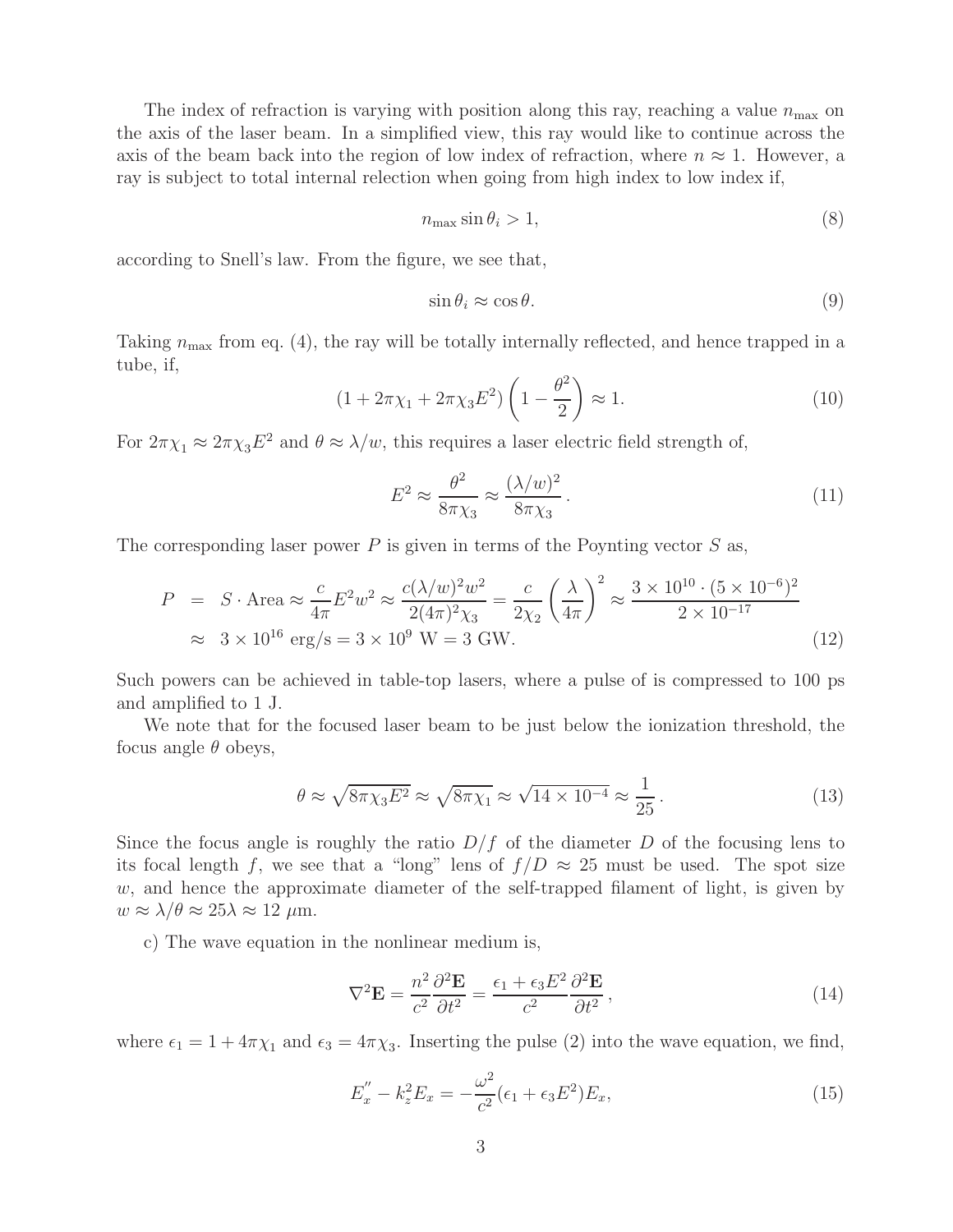The index of refraction is varying with position along this ray, reaching a value $n_{\rm max}$ on the axis of the laser beam. In a simplified view, this ray would like to continue across the axis of the beam back into the region of low index of refraction, where $n \approx 1$. However, a ray is subject to total internal relection when going from high index to low index if,

$$n_{\rm max} \sin \theta_i > 1, \tag{8}$$

according to Snell's law. From the figure, we see that,

$$\sin \theta_i \approx \cos \theta. \tag{9}$$

Taking $n_{\rm max}$ from eq. (4), the ray will be totally internally reflected, and hence trapped in a tube, if,

$$(1 + 2\pi\chi_1 + 2\pi\chi_3 E^2)\left(1 - \frac{\theta^2}{2}\right) \approx 1. \tag{10}$$

For $2\pi\chi_1 \approx 2\pi\chi_3 E^2$ and $\theta \approx \lambda/w$, this requires a laser electric field strength of,

$$E^2 \approx \frac{\theta^2}{8\pi\chi_3} \approx \frac{(\lambda/w)^2}{8\pi\chi_3}. \tag{11}$$

The corresponding laser power $P$ is given in terms of the Poynting vector $S$ as,

$$\begin{aligned} P &= S \cdot \text{Area} \approx \frac{c}{4\pi} E^2 w^2 \approx \frac{c(\lambda/w)^2 w^2}{2(4\pi)^2 \chi_3} = \frac{c}{2\chi_2}\left(\frac{\lambda}{4\pi}\right)^2 \approx \frac{3 \times 10^{10} \cdot (5 \times 10^{-6})^2}{2 \times 10^{-17}} \\ &\approx 3 \times 10^{16} \text{ erg/s} = 3 \times 10^9 \text{ W} = 3 \text{ GW}. \end{aligned} \tag{12}$$

Such powers can be achieved in table-top lasers, where a pulse of is compressed to 100 ps and amplified to 1 J.

We note that for the focused laser beam to be just below the ionization threshold, the focus angle $\theta$ obeys,

$$\theta \approx \sqrt{8\pi\chi_3 E^2} \approx \sqrt{8\pi\chi_1} \approx \sqrt{14 \times 10^{-4}} \approx \frac{1}{25}. \tag{13}$$

Since the focus angle is roughly the ratio $D/f$ of the diameter $D$ of the focusing lens to its focal length $f$, we see that a "long" lens of $f/D \approx 25$ must be used. The spot size $w$, and hence the approximate diameter of the self-trapped filament of light, is given by $w \approx \lambda/\theta \approx 25\lambda \approx 12\ \mu$m.

c) The wave equation in the nonlinear medium is,

$$\nabla^2 \mathbf{E} = \frac{n^2}{c^2}\frac{\partial^2 \mathbf{E}}{\partial t^2} = \frac{\epsilon_1 + \epsilon_3 E^2}{c^2}\frac{\partial^2 \mathbf{E}}{\partial t^2}, \tag{14}$$

where $\epsilon_1 = 1 + 4\pi\chi_1$ and $\epsilon_3 = 4\pi\chi_3$. Inserting the pulse (2) into the wave equation, we find,

$$E_x^{''} - k_z^2 E_x = -\frac{\omega^2}{c^2}(\epsilon_1 + \epsilon_3 E^2) E_x, \tag{15}$$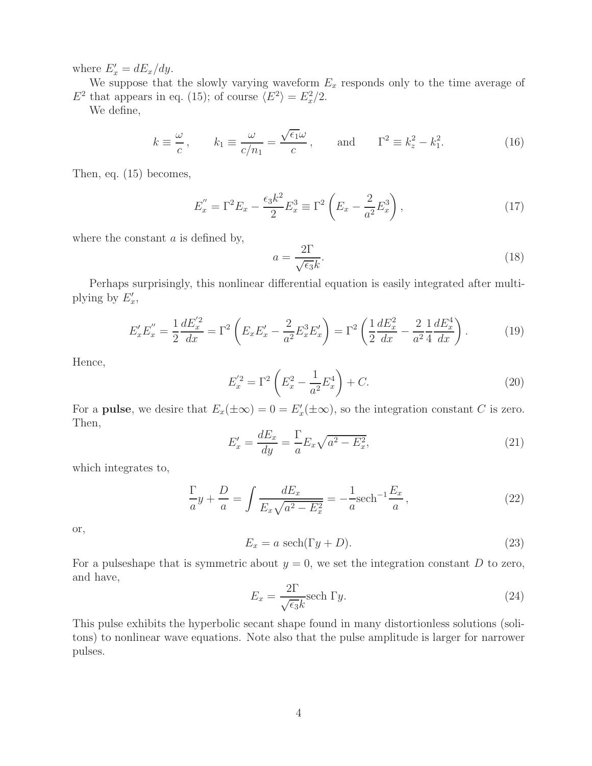where $E_x' = dE_x/dy$.

We suppose that the slowly varying waveform $E_x$ responds only to the time average of $E^2$ that appears in eq. (15); of course $\langle E^2 \rangle = E_x^2/2$.

We define,

$$k \equiv \frac{\omega}{c}\,, \qquad k_1 \equiv \frac{\omega}{c/n_1} = \frac{\sqrt{\epsilon_1}\omega}{c}\,, \qquad \text{and} \qquad \Gamma^2 \equiv k_z^2 - k_1^2. \tag{16}$$

Then, eq. (15) becomes,

$$E_x^{''} = \Gamma^2 E_x - \frac{\epsilon_3 k^2}{2} E_x^3 \equiv \Gamma^2 \left( E_x - \frac{2}{a^2} E_x^3 \right), \tag{17}$$

where the constant $a$ is defined by,

$$a = \frac{2\Gamma}{\sqrt{\epsilon_3}k}. \tag{18}$$

Perhaps surprisingly, this nonlinear differential equation is easily integrated after multiplying by $E_x'$,

$$E_x' E_x^{''} = \frac{1}{2}\frac{dE_x^{'2}}{dx} = \Gamma^2 \left( E_x E_x' - \frac{2}{a^2} E_x^3 E_x' \right) = \Gamma^2 \left( \frac{1}{2}\frac{dE_x^2}{dx} - \frac{2}{a^2}\frac{1}{4}\frac{dE_x^4}{dx} \right). \tag{19}$$

Hence,

$$E_x^{'2} = \Gamma^2 \left( E_x^2 - \frac{1}{a^2} E_x^4 \right) + C. \tag{20}$$

For a **pulse**, we desire that $E_x(\pm\infty) = 0 = E_x'(\pm\infty)$, so the integration constant $C$ is zero. Then,

$$E_x' = \frac{dE_x}{dy} = \frac{\Gamma}{a} E_x \sqrt{a^2 - E_x^2}, \tag{21}$$

which integrates to,

$$\frac{\Gamma}{a} y + \frac{D}{a} = \int \frac{dE_x}{E_x \sqrt{a^2 - E_x^2}} = -\frac{1}{a} \text{sech}^{-1} \frac{E_x}{a}\,, \tag{22}$$

or,

$$E_x = a \text{ sech}(\Gamma y + D). \tag{23}$$

For a pulseshape that is symmetric about $y = 0$, we set the integration constant $D$ to zero, and have,

$$E_x = \frac{2\Gamma}{\sqrt{\epsilon_3}k} \text{sech } \Gamma y. \tag{24}$$

This pulse exhibits the hyperbolic secant shape found in many distortionless solutions (solitons) to nonlinear wave equations. Note also that the pulse amplitude is larger for narrower pulses.